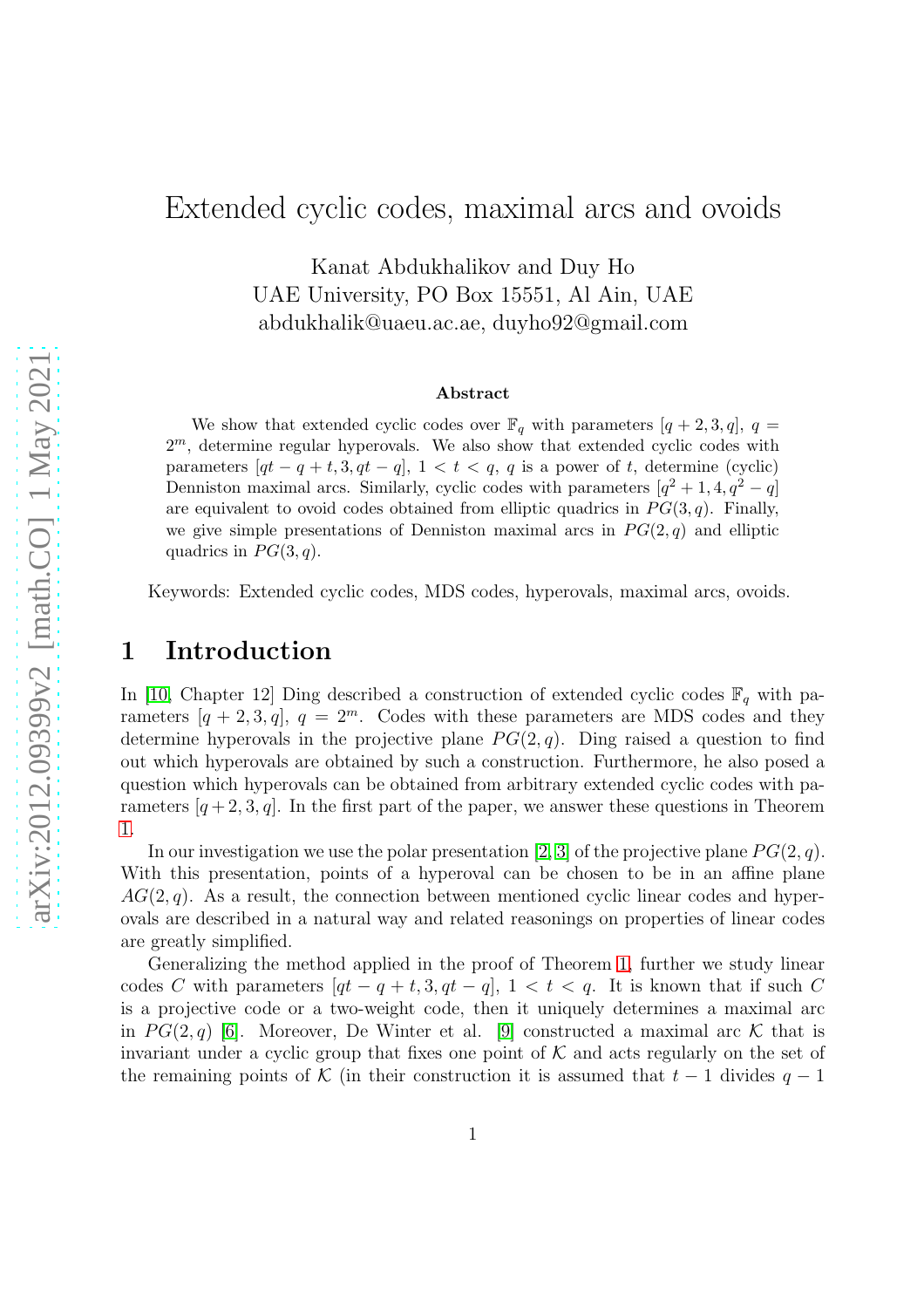# Extended cyclic codes, maximal arcs and ovoids

Kanat Abdukhalikov and Duy Ho
UAE University, PO Box 15551, Al Ain, UAE
abdukhalik@uaeu.ac.ae, duyho92@gmail.com

### Abstract

We show that extended cyclic codes over $\mathbb{F}_q$ with parameters $[q+2, 3, q]$, $q = 2^m$, determine regular hyperovals. We also show that extended cyclic codes with parameters $[qt - q + t, 3, qt - q]$, $1 < t < q$, $q$ is a power of $t$, determine (cyclic) Denniston maximal arcs. Similarly, cyclic codes with parameters $[q^2 + 1, 4, q^2 - q]$ are equivalent to ovoid codes obtained from elliptic quadrics in $PG(3, q)$. Finally, we give simple presentations of Denniston maximal arcs in $PG(2, q)$ and elliptic quadrics in $PG(3, q)$.

Keywords: Extended cyclic codes, MDS codes, hyperovals, maximal arcs, ovoids.

## 1 Introduction

In [10, Chapter 12] Ding described a construction of extended cyclic codes $\mathbb{F}_q$ with parameters $[q+2, 3, q]$, $q = 2^m$. Codes with these parameters are MDS codes and they determine hyperovals in the projective plane $PG(2, q)$. Ding raised a question to find out which hyperovals are obtained by such a construction. Furthermore, he also posed a question which hyperovals can be obtained from arbitrary extended cyclic codes with parameters $[q+2, 3, q]$. In the first part of the paper, we answer these questions in Theorem 1.

In our investigation we use the polar presentation [2, 3] of the projective plane $PG(2, q)$. With this presentation, points of a hyperoval can be chosen to be in an affine plane $AG(2, q)$. As a result, the connection between mentioned cyclic linear codes and hyperovals are described in a natural way and related reasonings on properties of linear codes are greatly simplified.

Generalizing the method applied in the proof of Theorem 1, further we study linear codes $C$ with parameters $[qt - q + t, 3, qt - q]$, $1 < t < q$. It is known that if such $C$ is a projective code or a two-weight code, then it uniquely determines a maximal arc in $PG(2, q)$ [6]. Moreover, De Winter et al. [9] constructed a maximal arc $\mathcal{K}$ that is invariant under a cyclic group that fixes one point of $\mathcal{K}$ and acts regularly on the set of the remaining points of $\mathcal{K}$ (in their construction it is assumed that $t - 1$ divides $q - 1$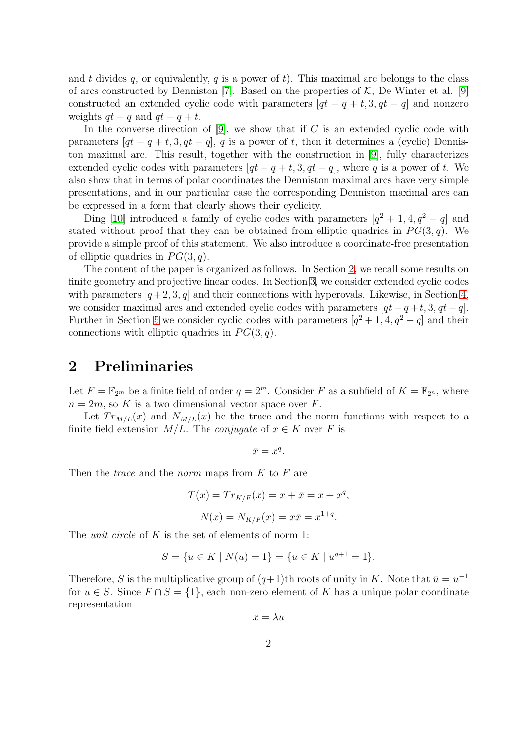and $t$ divides $q$, or equivalently, $q$ is a power of $t$). This maximal arc belongs to the class of arcs constructed by Denniston [7]. Based on the properties of $\mathcal{K}$, De Winter et al. [9] constructed an extended cyclic code with parameters $[qt-q+t, 3, qt-q]$ and nonzero weights $qt-q$ and $qt-q+t$.

In the converse direction of [9], we show that if $C$ is an extended cyclic code with parameters $[qt-q+t, 3, qt-q]$, $q$ is a power of $t$, then it determines a (cyclic) Denniston maximal arc. This result, together with the construction in [9], fully characterizes extended cyclic codes with parameters $[qt-q+t, 3, qt-q]$, where $q$ is a power of $t$. We also show that in terms of polar coordinates the Denniston maximal arcs have very simple presentations, and in our particular case the corresponding Denniston maximal arcs can be expressed in a form that clearly shows their cyclicity.

Ding [10] introduced a family of cyclic codes with parameters $[q^2+1, 4, q^2-q]$ and stated without proof that they can be obtained from elliptic quadrics in $PG(3, q)$. We provide a simple proof of this statement. We also introduce a coordinate-free presentation of elliptic quadrics in $PG(3, q)$.

The content of the paper is organized as follows. In Section 2, we recall some results on finite geometry and projective linear codes. In Section 3, we consider extended cyclic codes with parameters $[q+2, 3, q]$ and their connections with hyperovals. Likewise, in Section 4, we consider maximal arcs and extended cyclic codes with parameters $[qt-q+t, 3, qt-q]$. Further in Section 5 we consider cyclic codes with parameters $[q^2+1, 4, q^2-q]$ and their connections with elliptic quadrics in $PG(3, q)$.

## 2 Preliminaries

Let $F = \mathbb{F}_{2^m}$ be a finite field of order $q = 2^m$. Consider $F$ as a subfield of $K = \mathbb{F}_{2^n}$, where $n = 2m$, so $K$ is a two dimensional vector space over $F$.

Let $Tr_{M/L}(x)$ and $N_{M/L}(x)$ be the trace and the norm functions with respect to a finite field extension $M/L$. The *conjugate* of $x \in K$ over $F$ is

$$\bar{x} = x^q.$$

Then the *trace* and the *norm* maps from $K$ to $F$ are

$$T(x) = Tr_{K/F}(x) = x + \bar{x} = x + x^q,$$

$$N(x) = N_{K/F}(x) = x\bar{x} = x^{1+q}.$$

The *unit circle* of $K$ is the set of elements of norm 1:

$$S = \{u \in K \mid N(u) = 1\} = \{u \in K \mid u^{q+1} = 1\}.$$

Therefore, $S$ is the multiplicative group of $(q+1)$th roots of unity in $K$. Note that $\bar{u} = u^{-1}$ for $u \in S$. Since $F \cap S = \{1\}$, each non-zero element of $K$ has a unique polar coordinate representation

$$x = \lambda u$$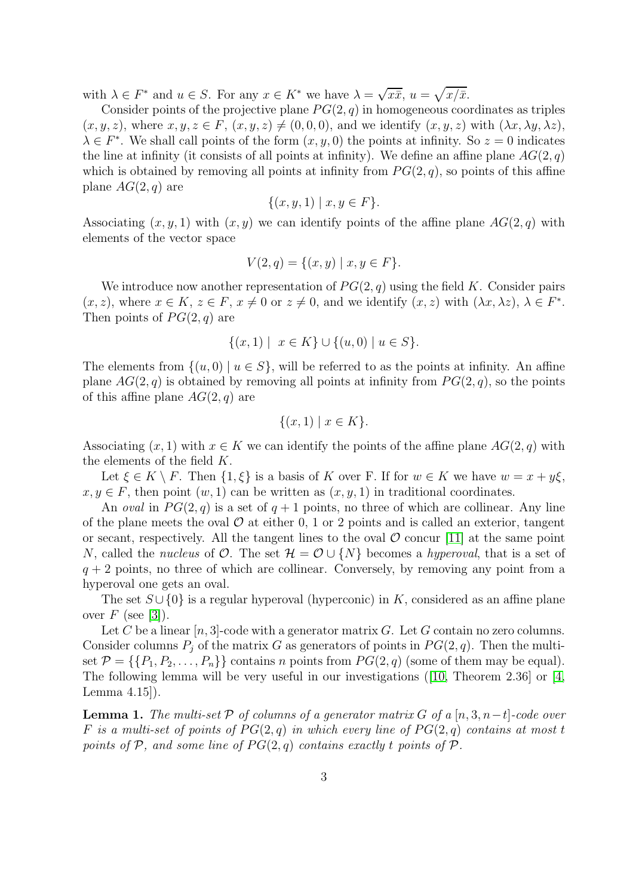with $\lambda \in F^*$ and $u \in S$. For any $x \in K^*$ we have $\lambda = \sqrt{x\bar{x}}$, $u = \sqrt{x/\bar{x}}$.

Consider points of the projective plane $PG(2,q)$ in homogeneous coordinates as triples $(x, y, z)$, where $x, y, z \in F$, $(x, y, z) \neq (0, 0, 0)$, and we identify $(x, y, z)$ with $(\lambda x, \lambda y, \lambda z)$, $\lambda \in F^*$. We shall call points of the form $(x, y, 0)$ the points at infinity. So $z = 0$ indicates the line at infinity (it consists of all points at infinity). We define an affine plane $AG(2,q)$ which is obtained by removing all points at infinity from $PG(2,q)$, so points of this affine plane $AG(2,q)$ are

$$\{(x, y, 1) \mid x, y \in F\}.$$

Associating $(x, y, 1)$ with $(x, y)$ we can identify points of the affine plane $AG(2,q)$ with elements of the vector space

$$V(2,q) = \{(x, y) \mid x, y \in F\}.$$

We introduce now another representation of $PG(2,q)$ using the field $K$. Consider pairs $(x, z)$, where $x \in K$, $z \in F$, $x \neq 0$ or $z \neq 0$, and we identify $(x, z)$ with $(\lambda x, \lambda z)$, $\lambda \in F^*$. Then points of $PG(2,q)$ are

$$\{(x, 1) \mid \ x \in K\} \cup \{(u, 0) \mid u \in S\}.$$

The elements from $\{(u, 0) \mid u \in S\}$, will be referred to as the points at infinity. An affine plane $AG(2,q)$ is obtained by removing all points at infinity from $PG(2,q)$, so the points of this affine plane $AG(2,q)$ are

$$\{(x, 1) \mid x \in K\}.$$

Associating $(x, 1)$ with $x \in K$ we can identify the points of the affine plane $AG(2,q)$ with the elements of the field $K$.

Let $\xi \in K \setminus F$. Then $\{1, \xi\}$ is a basis of $K$ over F. If for $w \in K$ we have $w = x + y\xi$, $x, y \in F$, then point $(w, 1)$ can be written as $(x, y, 1)$ in traditional coordinates.

An *oval* in $PG(2,q)$ is a set of $q + 1$ points, no three of which are collinear. Any line of the plane meets the oval $\mathcal{O}$ at either 0, 1 or 2 points and is called an exterior, tangent or secant, respectively. All the tangent lines to the oval $\mathcal{O}$ concur [11] at the same point $N$, called the *nucleus* of $\mathcal{O}$. The set $\mathcal{H} = \mathcal{O} \cup \{N\}$ becomes a *hyperoval*, that is a set of $q + 2$ points, no three of which are collinear. Conversely, by removing any point from a hyperoval one gets an oval.

The set $S \cup \{0\}$ is a regular hyperoval (hyperconic) in $K$, considered as an affine plane over $F$ (see [3]).

Let $C$ be a linear $[n, 3]$-code with a generator matrix $G$. Let $G$ contain no zero columns. Consider columns $P_j$ of the matrix $G$ as generators of points in $PG(2,q)$. Then the multiset $\mathcal{P} = \{\{P_1, P_2, \ldots, P_n\}\}$ contains $n$ points from $PG(2,q)$ (some of them may be equal). The following lemma will be very useful in our investigations ([10, Theorem 2.36] or [4, Lemma 4.15]).

**Lemma 1.** *The multi-set $\mathcal{P}$ of columns of a generator matrix $G$ of a $[n, 3, n-t]$-code over $F$ is a multi-set of points of $PG(2,q)$ in which every line of $PG(2,q)$ contains at most $t$ points of $\mathcal{P}$, and some line of $PG(2,q)$ contains exactly $t$ points of $\mathcal{P}$.*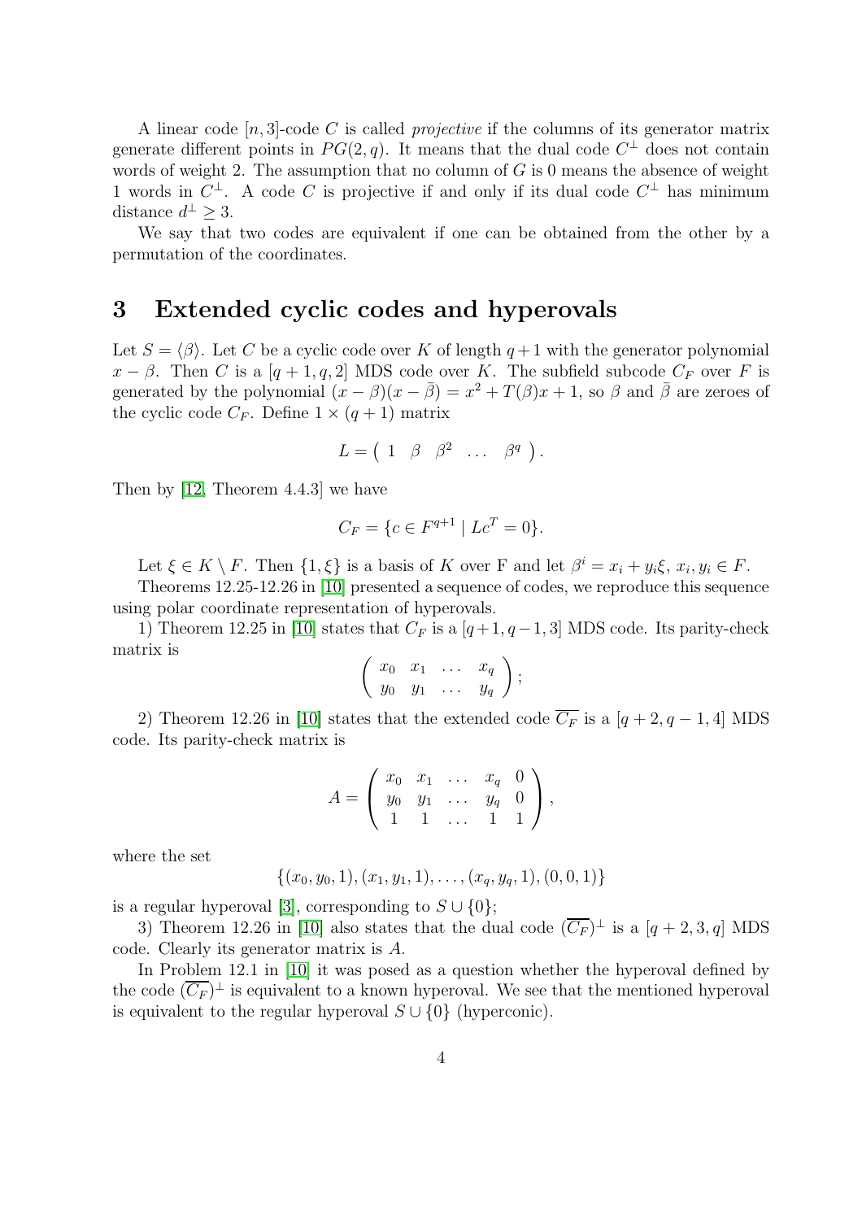A linear code $[n, 3]$-code $C$ is called *projective* if the columns of its generator matrix generate different points in $PG(2, q)$. It means that the dual code $C^{\perp}$ does not contain words of weight 2. The assumption that no column of $G$ is 0 means the absence of weight 1 words in $C^{\perp}$. A code $C$ is projective if and only if its dual code $C^{\perp}$ has minimum distance $d^{\perp} \geq 3$.

We say that two codes are equivalent if one can be obtained from the other by a permutation of the coordinates.

# 3 Extended cyclic codes and hyperovals

Let $S = \langle \beta \rangle$. Let $C$ be a cyclic code over $K$ of length $q+1$ with the generator polynomial $x - \beta$. Then $C$ is a $[q+1, q, 2]$ MDS code over $K$. The subfield subcode $C_F$ over $F$ is generated by the polynomial $(x - \beta)(x - \bar{\beta}) = x^2 + T(\beta)x + 1$, so $\beta$ and $\bar{\beta}$ are zeroes of the cyclic code $C_F$. Define $1 \times (q+1)$ matrix

$$L = \left( \begin{array}{ccccc} 1 & \beta & \beta^2 & \ldots & \beta^q \end{array} \right).$$

Then by [12, Theorem 4.4.3] we have

$$C_F = \{c \in F^{q+1} \mid Lc^T = 0\}.$$

Let $\xi \in K \setminus F$. Then $\{1, \xi\}$ is a basis of $K$ over F and let $\beta^i = x_i + y_i\xi$, $x_i, y_i \in F$.

Theorems 12.25-12.26 in [10] presented a sequence of codes, we reproduce this sequence using polar coordinate representation of hyperovals.

1) Theorem 12.25 in [10] states that $C_F$ is a $[q+1, q-1, 3]$ MDS code. Its parity-check matrix is

$$\left( \begin{array}{cccc} x_0 & x_1 & \ldots & x_q \\ y_0 & y_1 & \ldots & y_q \end{array} \right);$$

2) Theorem 12.26 in [10] states that the extended code $\overline{C_F}$ is a $[q+2, q-1, 4]$ MDS code. Its parity-check matrix is

$$A = \left( \begin{array}{ccccc} x_0 & x_1 & \ldots & x_q & 0 \\ y_0 & y_1 & \ldots & y_q & 0 \\ 1 & 1 & \ldots & 1 & 1 \end{array} \right),$$

where the set

$$\{(x_0, y_0, 1), (x_1, y_1, 1), \ldots, (x_q, y_q, 1), (0, 0, 1)\}$$

is a regular hyperoval [3], corresponding to $S \cup \{0\}$;

3) Theorem 12.26 in [10] also states that the dual code $(\overline{C_F})^{\perp}$ is a $[q+2, 3, q]$ MDS code. Clearly its generator matrix is $A$.

In Problem 12.1 in [10] it was posed as a question whether the hyperoval defined by the code $(\overline{C_F})^{\perp}$ is equivalent to a known hyperoval. We see that the mentioned hyperoval is equivalent to the regular hyperoval $S \cup \{0\}$ (hyperconic).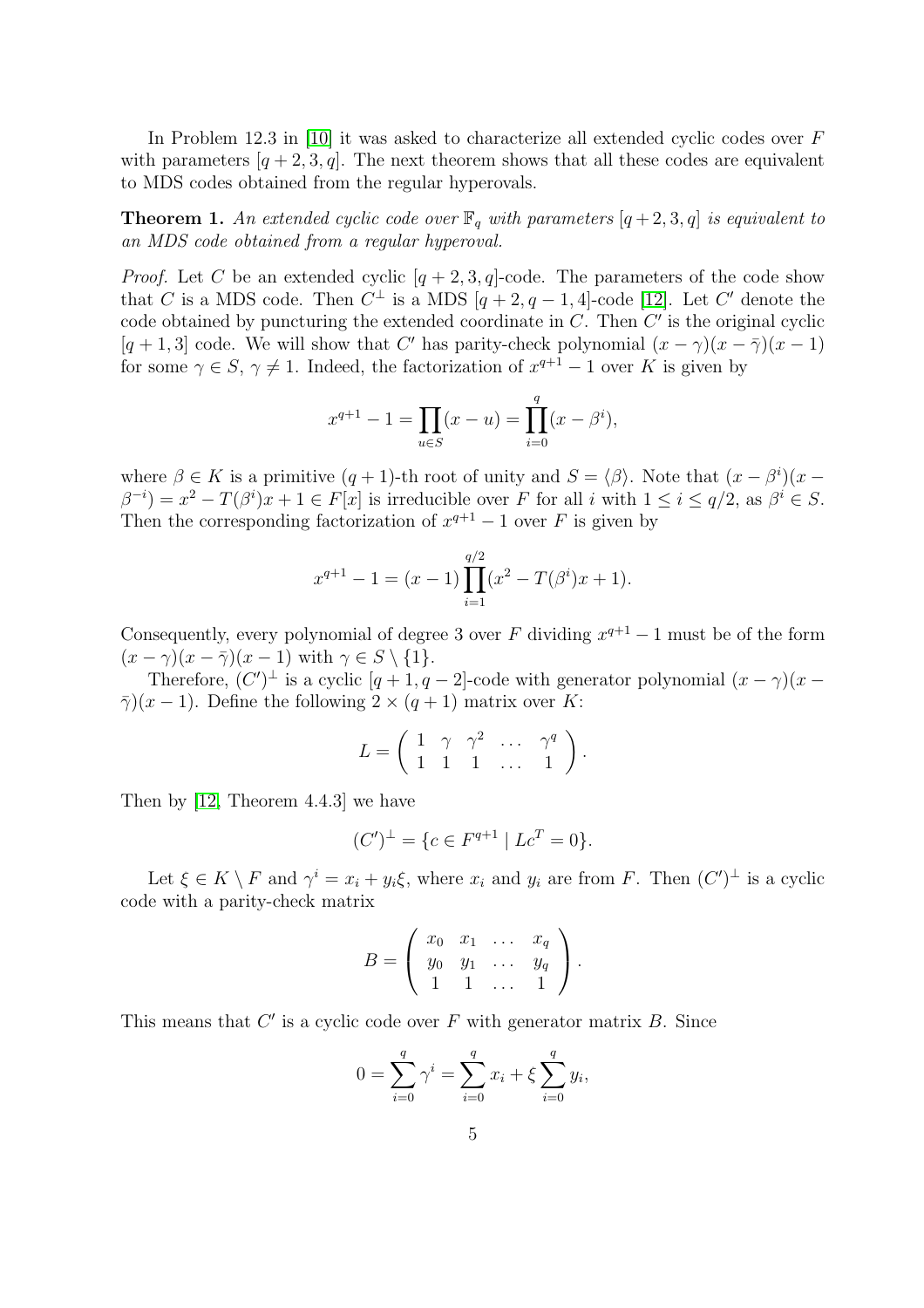In Problem 12.3 in [10] it was asked to characterize all extended cyclic codes over $F$ with parameters $[q+2, 3, q]$. The next theorem shows that all these codes are equivalent to MDS codes obtained from the regular hyperovals.

**Theorem 1.** *An extended cyclic code over $\mathbb{F}_q$ with parameters $[q+2, 3, q]$ is equivalent to an MDS code obtained from a regular hyperoval.*

*Proof.* Let $C$ be an extended cyclic $[q+2, 3, q]$-code. The parameters of the code show that $C$ is a MDS code. Then $C^\perp$ is a MDS $[q+2, q-1, 4]$-code [12]. Let $C'$ denote the code obtained by puncturing the extended coordinate in $C$. Then $C'$ is the original cyclic $[q+1, 3]$ code. We will show that $C'$ has parity-check polynomial $(x-\gamma)(x-\bar{\gamma})(x-1)$ for some $\gamma \in S$, $\gamma \neq 1$. Indeed, the factorization of $x^{q+1}-1$ over $K$ is given by

$$x^{q+1} - 1 = \prod_{u \in S} (x - u) = \prod_{i=0}^{q} (x - \beta^i),$$

where $\beta \in K$ is a primitive $(q+1)$-th root of unity and $S = \langle \beta \rangle$. Note that $(x-\beta^i)(x-\beta^{-i}) = x^2 - T(\beta^i)x + 1 \in F[x]$ is irreducible over $F$ for all $i$ with $1 \leq i \leq q/2$, as $\beta^i \in S$. Then the corresponding factorization of $x^{q+1}-1$ over $F$ is given by

$$x^{q+1} - 1 = (x-1) \prod_{i=1}^{q/2} (x^2 - T(\beta^i)x + 1).$$

Consequently, every polynomial of degree 3 over $F$ dividing $x^{q+1}-1$ must be of the form $(x-\gamma)(x-\bar{\gamma})(x-1)$ with $\gamma \in S \setminus \{1\}$.

Therefore, $(C')^\perp$ is a cyclic $[q+1, q-2]$-code with generator polynomial $(x-\gamma)(x-\bar{\gamma})(x-1)$. Define the following $2 \times (q+1)$ matrix over $K$:

$$L = \begin{pmatrix} 1 & \gamma & \gamma^2 & \dots & \gamma^q \\ 1 & 1 & 1 & \dots & 1 \end{pmatrix}.$$

Then by [12, Theorem 4.4.3] we have

$$(C')^\perp = \{c \in F^{q+1} \mid Lc^T = 0\}.$$

Let $\xi \in K \setminus F$ and $\gamma^i = x_i + y_i\xi$, where $x_i$ and $y_i$ are from $F$. Then $(C')^\perp$ is a cyclic code with a parity-check matrix

$$B = \begin{pmatrix} x_0 & x_1 & \dots & x_q \\ y_0 & y_1 & \dots & y_q \\ 1 & 1 & \dots & 1 \end{pmatrix}.$$

This means that $C'$ is a cyclic code over $F$ with generator matrix $B$. Since

$$0 = \sum_{i=0}^{q} \gamma^i = \sum_{i=0}^{q} x_i + \xi \sum_{i=0}^{q} y_i,$$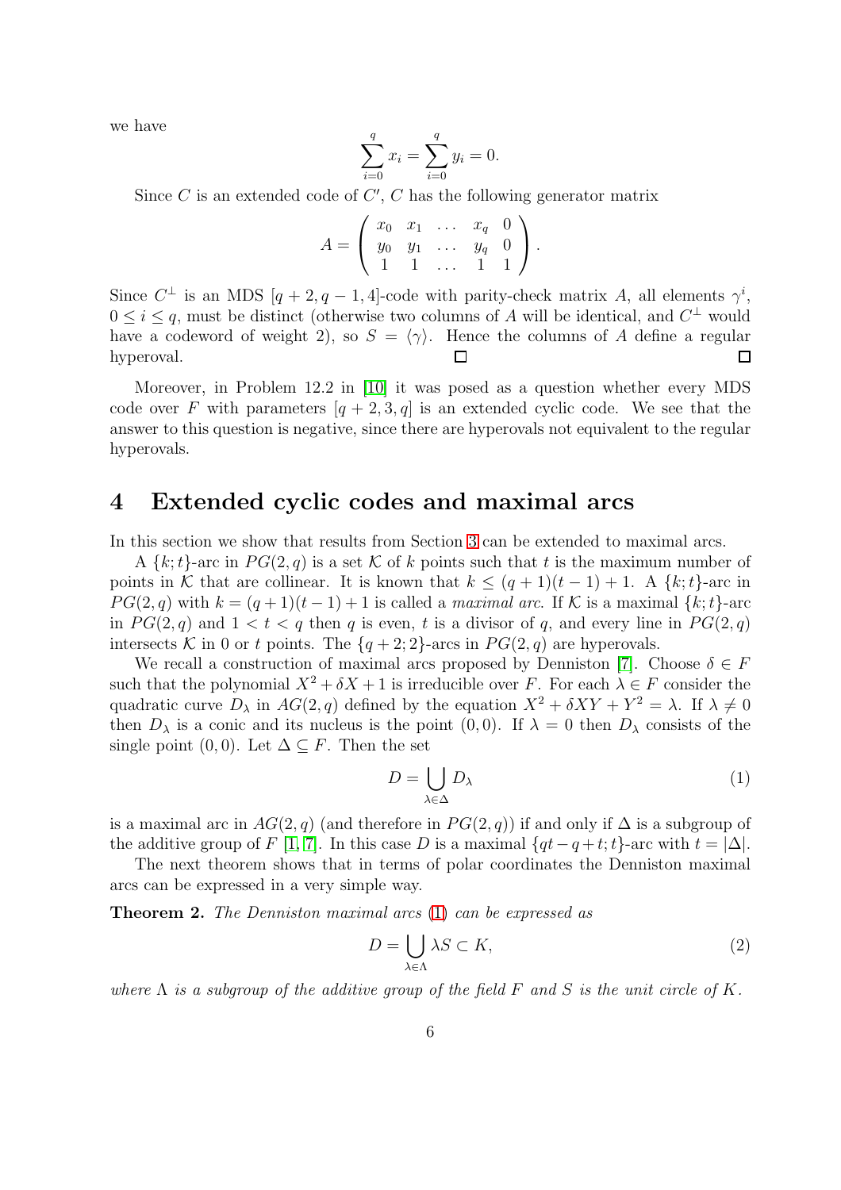we have

$$\sum_{i=0}^{q} x_i = \sum_{i=0}^{q} y_i = 0.$$

Since $C$ is an extended code of $C'$, $C$ has the following generator matrix

$$A = \begin{pmatrix} x_0 & x_1 & \dots & x_q & 0 \\ y_0 & y_1 & \dots & y_q & 0 \\ 1 & 1 & \dots & 1 & 1 \end{pmatrix}.$$

Since $C^\perp$ is an MDS $[q+2, q-1, 4]$-code with parity-check matrix $A$, all elements $\gamma^i$, $0 \leq i \leq q$, must be distinct (otherwise two columns of $A$ will be identical, and $C^\perp$ would have a codeword of weight 2), so $S = \langle \gamma \rangle$. Hence the columns of $A$ define a regular hyperoval. □ □

Moreover, in Problem 12.2 in [10] it was posed as a question whether every MDS code over $F$ with parameters $[q+2, 3, q]$ is an extended cyclic code. We see that the answer to this question is negative, since there are hyperovals not equivalent to the regular hyperovals.

# 4 Extended cyclic codes and maximal arcs

In this section we show that results from Section 3 can be extended to maximal arcs.

A $\{k; t\}$-arc in $PG(2, q)$ is a set $\mathcal{K}$ of $k$ points such that $t$ is the maximum number of points in $\mathcal{K}$ that are collinear. It is known that $k \leq (q+1)(t-1)+1$. A $\{k; t\}$-arc in $PG(2, q)$ with $k = (q+1)(t-1)+1$ is called a *maximal arc*. If $\mathcal{K}$ is a maximal $\{k; t\}$-arc in $PG(2, q)$ and $1 < t < q$ then $q$ is even, $t$ is a divisor of $q$, and every line in $PG(2, q)$ intersects $\mathcal{K}$ in 0 or $t$ points. The $\{q+2; 2\}$-arcs in $PG(2, q)$ are hyperovals.

We recall a construction of maximal arcs proposed by Denniston [7]. Choose $\delta \in F$ such that the polynomial $X^2 + \delta X + 1$ is irreducible over $F$. For each $\lambda \in F$ consider the quadratic curve $D_\lambda$ in $AG(2, q)$ defined by the equation $X^2 + \delta XY + Y^2 = \lambda$. If $\lambda \neq 0$ then $D_\lambda$ is a conic and its nucleus is the point $(0, 0)$. If $\lambda = 0$ then $D_\lambda$ consists of the single point $(0, 0)$. Let $\Delta \subseteq F$. Then the set

$$D = \bigcup_{\lambda \in \Delta} D_\lambda \tag{1}$$

is a maximal arc in $AG(2, q)$ (and therefore in $PG(2, q)$) if and only if $\Delta$ is a subgroup of the additive group of $F$ [1, 7]. In this case $D$ is a maximal $\{qt - q + t; t\}$-arc with $t = |\Delta|$.

The next theorem shows that in terms of polar coordinates the Denniston maximal arcs can be expressed in a very simple way.

**Theorem 2.** *The Denniston maximal arcs (1) can be expressed as*

$$D = \bigcup_{\lambda \in \Lambda} \lambda S \subset K, \tag{2}$$

*where $\Lambda$ is a subgroup of the additive group of the field $F$ and $S$ is the unit circle of $K$.*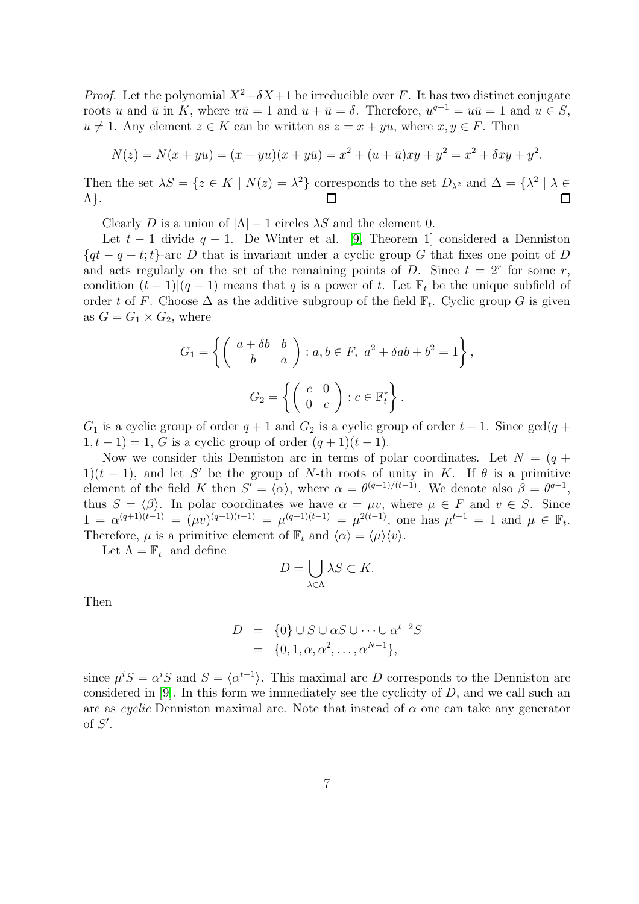*Proof.* Let the polynomial $X^2+\delta X+1$ be irreducible over $F$. It has two distinct conjugate roots $u$ and $\bar{u}$ in $K$, where $u\bar{u}=1$ and $u+\bar{u}=\delta$. Therefore, $u^{q+1}=u\bar{u}=1$ and $u\in S$, $u\neq 1$. Any element $z\in K$ can be written as $z=x+yu$, where $x,y\in F$. Then

$$N(z)=N(x+yu)=(x+yu)(x+y\bar{u})=x^2+(u+\bar{u})xy+y^2=x^2+\delta xy+y^2.$$

Then the set $\lambda S=\{z\in K\mid N(z)=\lambda^2\}$ corresponds to the set $D_{\lambda^2}$ and $\Delta=\{\lambda^2\mid \lambda\in \Lambda\}$. □ □

Clearly $D$ is a union of $|\Lambda|-1$ circles $\lambda S$ and the element 0.

Let $t-1$ divide $q-1$. De Winter et al. [9, Theorem 1] considered a Denniston $\{qt-q+t;t\}$-arc $D$ that is invariant under a cyclic group $G$ that fixes one point of $D$ and acts regularly on the set of the remaining points of $D$. Since $t=2^r$ for some $r$, condition $(t-1)|(q-1)$ means that $q$ is a power of $t$. Let $\mathbb{F}_t$ be the unique subfield of order $t$ of $F$. Choose $\Delta$ as the additive subgroup of the field $\mathbb{F}_t$. Cyclic group $G$ is given as $G=G_1\times G_2$, where

$$G_1=\left\{\begin{pmatrix} a+\delta b & b\\ b & a\end{pmatrix} : a,b\in F,\ a^2+\delta ab+b^2=1\right\},$$

$$G_2=\left\{\begin{pmatrix} c & 0\\ 0 & c\end{pmatrix} : c\in \mathbb{F}_t^*\right\}.$$

$G_1$ is a cyclic group of order $q+1$ and $G_2$ is a cyclic group of order $t-1$. Since $\gcd(q+1,t-1)=1$, $G$ is a cyclic group of order $(q+1)(t-1)$.

Now we consider this Denniston arc in terms of polar coordinates. Let $N=(q+1)(t-1)$, and let $S'$ be the group of $N$-th roots of unity in $K$. If $\theta$ is a primitive element of the field $K$ then $S'=\langle\alpha\rangle$, where $\alpha=\theta^{(q-1)/(t-1)}$. We denote also $\beta=\theta^{q-1}$, thus $S=\langle\beta\rangle$. In polar coordinates we have $\alpha=\mu v$, where $\mu\in F$ and $v\in S$. Since $1=\alpha^{(q+1)(t-1)}=(\mu v)^{(q+1)(t-1)}=\mu^{(q+1)(t-1)}=\mu^{2(t-1)}$, one has $\mu^{t-1}=1$ and $\mu\in\mathbb{F}_t$. Therefore, $\mu$ is a primitive element of $\mathbb{F}_t$ and $\langle\alpha\rangle=\langle\mu\rangle\langle v\rangle$.

Let $\Lambda=\mathbb{F}_t^+$ and define

$$D=\bigcup_{\lambda\in\Lambda}\lambda S\subset K.$$

Then

$$\begin{aligned} D &= \{0\}\cup S\cup\alpha S\cup\cdots\cup\alpha^{t-2}S\\ &= \{0,1,\alpha,\alpha^2,\ldots,\alpha^{N-1}\}, \end{aligned}$$

since $\mu^i S=\alpha^i S$ and $S=\langle\alpha^{t-1}\rangle$. This maximal arc $D$ corresponds to the Denniston arc considered in [9]. In this form we immediately see the cyclicity of $D$, and we call such an arc as *cyclic* Denniston maximal arc. Note that instead of $\alpha$ one can take any generator of $S'$.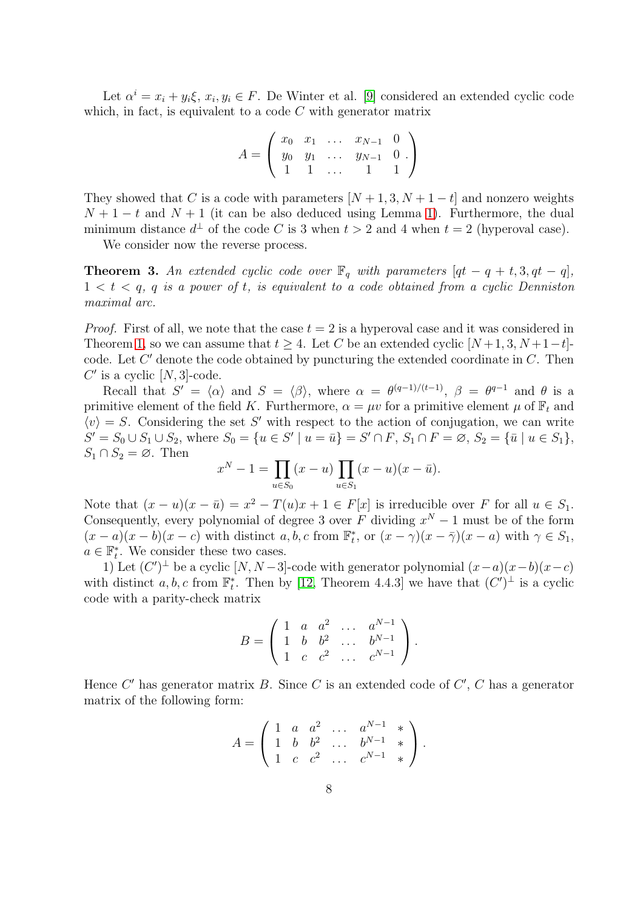Let $\alpha^i = x_i + y_i\xi$, $x_i, y_i \in F$. De Winter et al. [9] considered an extended cyclic code which, in fact, is equivalent to a code $C$ with generator matrix

$$A = \begin{pmatrix} x_0 & x_1 & \dots & x_{N-1} & 0 \\ y_0 & y_1 & \dots & y_{N-1} & 0 \\ 1 & 1 & \dots & 1 & 1 \end{pmatrix}.$$

They showed that $C$ is a code with parameters $[N+1, 3, N+1-t]$ and nonzero weights $N+1-t$ and $N+1$ (it can be also deduced using Lemma 1). Furthermore, the dual minimum distance $d^\perp$ of the code $C$ is 3 when $t > 2$ and 4 when $t = 2$ (hyperoval case).

We consider now the reverse process.

**Theorem 3.** *An extended cyclic code over $\mathbb{F}_q$ with parameters $[qt - q + t, 3, qt - q]$, $1 < t < q$, $q$ is a power of $t$, is equivalent to a code obtained from a cyclic Denniston maximal arc.*

*Proof.* First of all, we note that the case $t = 2$ is a hyperoval case and it was considered in Theorem 1, so we can assume that $t \geq 4$. Let $C$ be an extended cyclic $[N+1, 3, N+1-t]$-code. Let $C'$ denote the code obtained by puncturing the extended coordinate in $C$. Then $C'$ is a cyclic $[N, 3]$-code.

Recall that $S' = \langle \alpha \rangle$ and $S = \langle \beta \rangle$, where $\alpha = \theta^{(q-1)/(t-1)}$, $\beta = \theta^{q-1}$ and $\theta$ is a primitive element of the field $K$. Furthermore, $\alpha = \mu v$ for a primitive element $\mu$ of $\mathbb{F}_t$ and $\langle v \rangle = S$. Considering the set $S'$ with respect to the action of conjugation, we can write $S' = S_0 \cup S_1 \cup S_2$, where $S_0 = \{u \in S' \mid u = \bar{u}\} = S' \cap F$, $S_1 \cap F = \varnothing$, $S_2 = \{\bar{u} \mid u \in S_1\}$, $S_1 \cap S_2 = \varnothing$. Then

$$x^N - 1 = \prod_{u \in S_0} (x - u) \prod_{u \in S_1} (x - u)(x - \bar{u}).$$

Note that $(x - u)(x - \bar{u}) = x^2 - T(u)x + 1 \in F[x]$ is irreducible over $F$ for all $u \in S_1$. Consequently, every polynomial of degree 3 over $F$ dividing $x^N - 1$ must be of the form $(x - a)(x - b)(x - c)$ with distinct $a, b, c$ from $\mathbb{F}_t^*$, or $(x - \gamma)(x - \bar{\gamma})(x - a)$ with $\gamma \in S_1$, $a \in \mathbb{F}_t^*$. We consider these two cases.

1) Let $(C')^\perp$ be a cyclic $[N, N-3]$-code with generator polynomial $(x-a)(x-b)(x-c)$ with distinct $a, b, c$ from $\mathbb{F}_t^*$. Then by [12, Theorem 4.4.3] we have that $(C')^\perp$ is a cyclic code with a parity-check matrix

$$B = \begin{pmatrix} 1 & a & a^2 & \dots & a^{N-1} \\ 1 & b & b^2 & \dots & b^{N-1} \\ 1 & c & c^2 & \dots & c^{N-1} \end{pmatrix}.$$

Hence $C'$ has generator matrix $B$. Since $C$ is an extended code of $C'$, $C$ has a generator matrix of the following form:

$$A = \begin{pmatrix} 1 & a & a^2 & \dots & a^{N-1} & * \\ 1 & b & b^2 & \dots & b^{N-1} & * \\ 1 & c & c^2 & \dots & c^{N-1} & * \end{pmatrix}.$$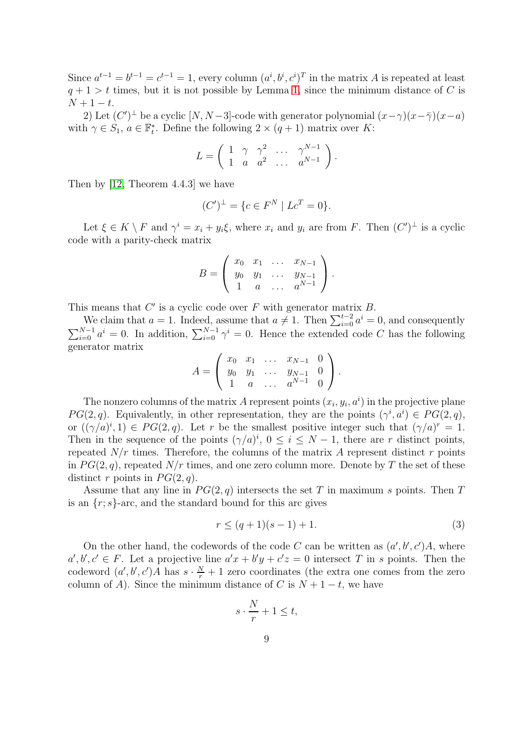Since $a^{t-1} = b^{t-1} = c^{t-1} = 1$, every column $(a^i, b^i, c^i)^T$ in the matrix $A$ is repeated at least $q+1 > t$ times, but it is not possible by Lemma 1, since the minimum distance of $C$ is $N+1-t$.

2) Let $(C')^\perp$ be a cyclic $[N, N-3]$-code with generator polynomial $(x-\gamma)(x-\bar{\gamma})(x-a)$ with $\gamma \in S_1$, $a \in \mathbb{F}_t^*$. Define the following $2 \times (q+1)$ matrix over $K$:

$$L = \left( \begin{array}{ccccc} 1 & \gamma & \gamma^2 & \dots & \gamma^{N-1} \\ 1 & a & a^2 & \dots & a^{N-1} \end{array} \right).$$

Then by [12, Theorem 4.4.3] we have

$$(C')^\perp = \{c \in F^N \mid Lc^T = 0\}.$$

Let $\xi \in K \setminus F$ and $\gamma^i = x_i + y_i \xi$, where $x_i$ and $y_i$ are from $F$. Then $(C')^\perp$ is a cyclic code with a parity-check matrix

$$B = \left( \begin{array}{cccc} x_0 & x_1 & \dots & x_{N-1} \\ y_0 & y_1 & \dots & y_{N-1} \\ 1 & a & \dots & a^{N-1} \end{array} \right).$$

This means that $C'$ is a cyclic code over $F$ with generator matrix $B$.

We claim that $a = 1$. Indeed, assume that $a \neq 1$. Then $\sum_{i=0}^{t-2} a^i = 0$, and consequently $\sum_{i=0}^{N-1} a^i = 0$. In addition, $\sum_{i=0}^{N-1} \gamma^i = 0$. Hence the extended code $C$ has the following generator matrix

$$A = \left( \begin{array}{ccccc} x_0 & x_1 & \dots & x_{N-1} & 0 \\ y_0 & y_1 & \dots & y_{N-1} & 0 \\ 1 & a & \dots & a^{N-1} & 0 \end{array} \right).$$

The nonzero columns of the matrix $A$ represent points $(x_i, y_i, a^i)$ in the projective plane $PG(2,q)$. Equivalently, in other representation, they are the points $(\gamma^i, a^i) \in PG(2,q)$, or $((\gamma/a)^i, 1) \in PG(2,q)$. Let $r$ be the smallest positive integer such that $(\gamma/a)^r = 1$. Then in the sequence of the points $(\gamma/a)^i$, $0 \le i \le N-1$, there are $r$ distinct points, repeated $N/r$ times. Therefore, the columns of the matrix $A$ represent distinct $r$ points in $PG(2,q)$, repeated $N/r$ times, and one zero column more. Denote by $T$ the set of these distinct $r$ points in $PG(2,q)$.

Assume that any line in $PG(2,q)$ intersects the set $T$ in maximum $s$ points. Then $T$ is an $\{r;s\}$-arc, and the standard bound for this arc gives

$$r \le (q+1)(s-1) + 1. \tag{3}$$

On the other hand, the codewords of the code $C$ can be written as $(a', b', c')A$, where $a', b', c' \in F$. Let a projective line $a'x + b'y + c'z = 0$ intersect $T$ in $s$ points. Then the codeword $(a', b', c')A$ has $s \cdot \frac{N}{r} + 1$ zero coordinates (the extra one comes from the zero column of $A$). Since the minimum distance of $C$ is $N+1-t$, we have

$$s \cdot \frac{N}{r} + 1 \le t,$$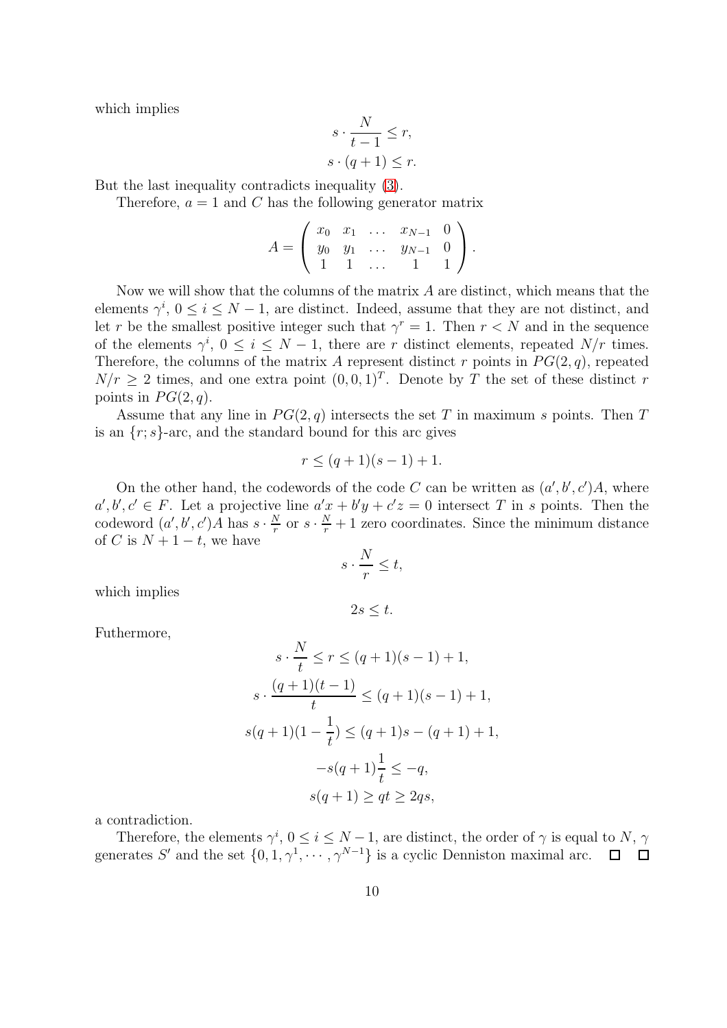which implies

$$s \cdot \frac{N}{t-1} \leq r,$$
$$s \cdot (q+1) \leq r.$$

But the last inequality contradicts inequality (3).

Therefore, $a = 1$ and $C$ has the following generator matrix

$$A = \begin{pmatrix} x_0 & x_1 & \dots & x_{N-1} & 0 \\ y_0 & y_1 & \dots & y_{N-1} & 0 \\ 1 & 1 & \dots & 1 & 1 \end{pmatrix}.$$

Now we will show that the columns of the matrix $A$ are distinct, which means that the elements $\gamma^i$, $0 \leq i \leq N-1$, are distinct. Indeed, assume that they are not distinct, and let $r$ be the smallest positive integer such that $\gamma^r = 1$. Then $r < N$ and in the sequence of the elements $\gamma^i$, $0 \leq i \leq N-1$, there are $r$ distinct elements, repeated $N/r$ times. Therefore, the columns of the matrix $A$ represent distinct $r$ points in $PG(2,q)$, repeated $N/r \geq 2$ times, and one extra point $(0,0,1)^T$. Denote by $T$ the set of these distinct $r$ points in $PG(2,q)$.

Assume that any line in $PG(2,q)$ intersects the set $T$ in maximum $s$ points. Then $T$ is an $\{r;s\}$-arc, and the standard bound for this arc gives

$$r \leq (q+1)(s-1)+1.$$

On the other hand, the codewords of the code $C$ can be written as $(a', b', c')A$, where $a', b', c' \in F$. Let a projective line $a'x + b'y + c'z = 0$ intersect $T$ in $s$ points. Then the codeword $(a', b', c')A$ has $s \cdot \frac{N}{r}$ or $s \cdot \frac{N}{r} + 1$ zero coordinates. Since the minimum distance of $C$ is $N + 1 - t$, we have

$$s \cdot \frac{N}{r} \leq t,$$

which implies

$$2s \leq t.$$

Futhermore,

$$s \cdot \frac{N}{t} \leq r \leq (q+1)(s-1)+1,$$
$$s \cdot \frac{(q+1)(t-1)}{t} \leq (q+1)(s-1)+1,$$
$$s(q+1)(1 - \frac{1}{t}) \leq (q+1)s - (q+1) + 1,$$
$$-s(q+1)\frac{1}{t} \leq -q,$$
$$s(q+1) \geq qt \geq 2qs,$$

a contradiction.

Therefore, the elements $\gamma^i$, $0 \leq i \leq N-1$, are distinct, the order of $\gamma$ is equal to $N$, $\gamma$ generates $S'$ and the set $\{0, 1, \gamma^1, \cdots, \gamma^{N-1}\}$ is a cyclic Denniston maximal arc. □ □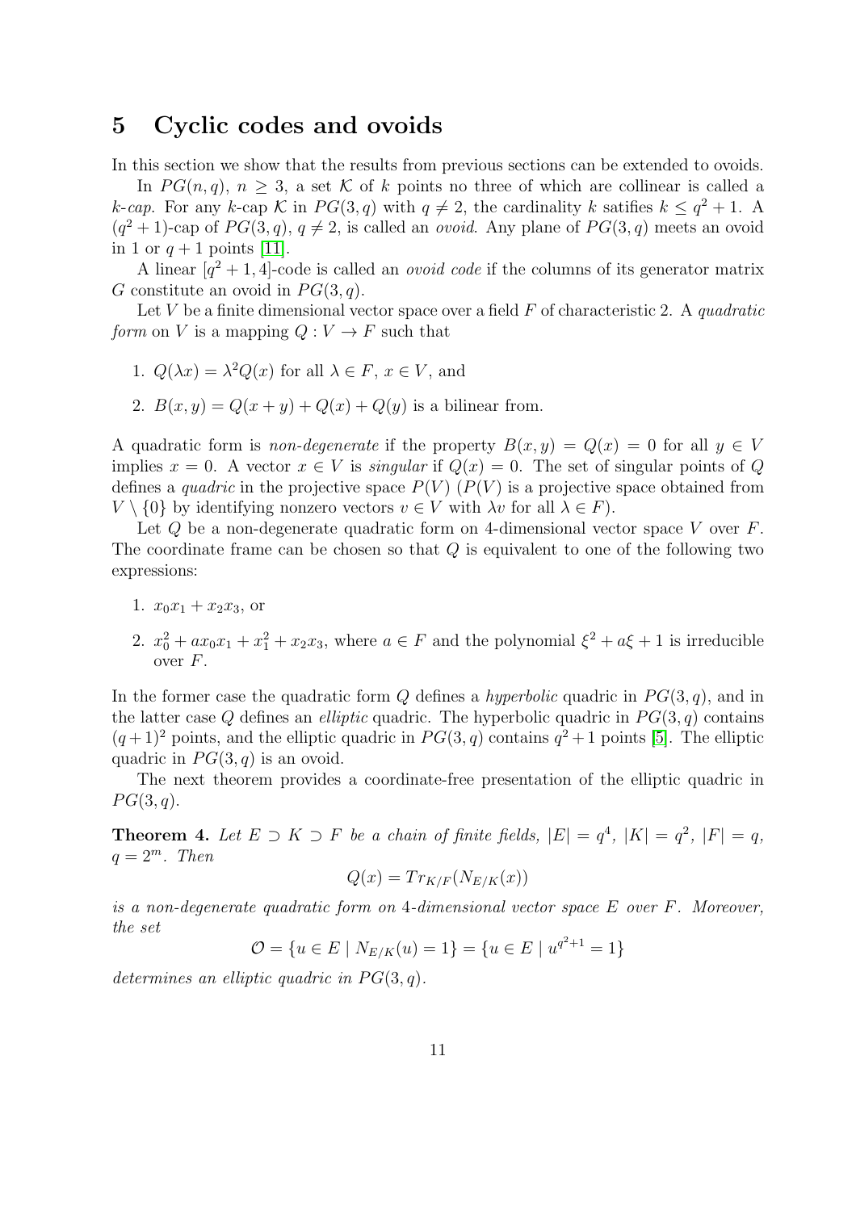# 5 Cyclic codes and ovoids

In this section we show that the results from previous sections can be extended to ovoids.

In $PG(n, q)$, $n \geq 3$, a set $\mathcal{K}$ of $k$ points no three of which are collinear is called a *k-cap*. For any $k$-cap $\mathcal{K}$ in $PG(3, q)$ with $q \neq 2$, the cardinality $k$ satifies $k \leq q^2 + 1$. A $(q^2+1)$-cap of $PG(3, q)$, $q \neq 2$, is called an *ovoid*. Any plane of $PG(3, q)$ meets an ovoid in 1 or $q + 1$ points [11].

A linear $[q^2 + 1, 4]$-code is called an *ovoid code* if the columns of its generator matrix $G$ constitute an ovoid in $PG(3, q)$.

Let $V$ be a finite dimensional vector space over a field $F$ of characteristic 2. A *quadratic form* on $V$ is a mapping $Q : V \to F$ such that

1. $Q(\lambda x) = \lambda^2 Q(x)$ for all $\lambda \in F$, $x \in V$, and
2. $B(x, y) = Q(x + y) + Q(x) + Q(y)$ is a bilinear from.

A quadratic form is *non-degenerate* if the property $B(x, y) = Q(x) = 0$ for all $y \in V$ implies $x = 0$. A vector $x \in V$ is *singular* if $Q(x) = 0$. The set of singular points of $Q$ defines a *quadric* in the projective space $P(V)$ ($P(V)$ is a projective space obtained from $V \setminus \{0\}$ by identifying nonzero vectors $v \in V$ with $\lambda v$ for all $\lambda \in F$).

Let $Q$ be a non-degenerate quadratic form on 4-dimensional vector space $V$ over $F$. The coordinate frame can be chosen so that $Q$ is equivalent to one of the following two expressions:

1. $x_0x_1 + x_2x_3$, or
2. $x_0^2 + ax_0x_1 + x_1^2 + x_2x_3$, where $a \in F$ and the polynomial $\xi^2 + a\xi + 1$ is irreducible over $F$.

In the former case the quadratic form $Q$ defines a *hyperbolic* quadric in $PG(3, q)$, and in the latter case $Q$ defines an *elliptic* quadric. The hyperbolic quadric in $PG(3, q)$ contains $(q+1)^2$ points, and the elliptic quadric in $PG(3, q)$ contains $q^2+1$ points [5]. The elliptic quadric in $PG(3, q)$ is an ovoid.

The next theorem provides a coordinate-free presentation of the elliptic quadric in $PG(3, q)$.

**Theorem 4.** *Let $E \supset K \supset F$ be a chain of finite fields, $|E| = q^4$, $|K| = q^2$, $|F| = q$, $q = 2^m$. Then*

$$Q(x) = Tr_{K/F}(N_{E/K}(x))$$

*is a non-degenerate quadratic form on 4-dimensional vector space $E$ over $F$. Moreover, the set*

$$\mathcal{O} = \{u \in E \mid N_{E/K}(u) = 1\} = \{u \in E \mid u^{q^2+1} = 1\}$$

*determines an elliptic quadric in $PG(3, q)$.*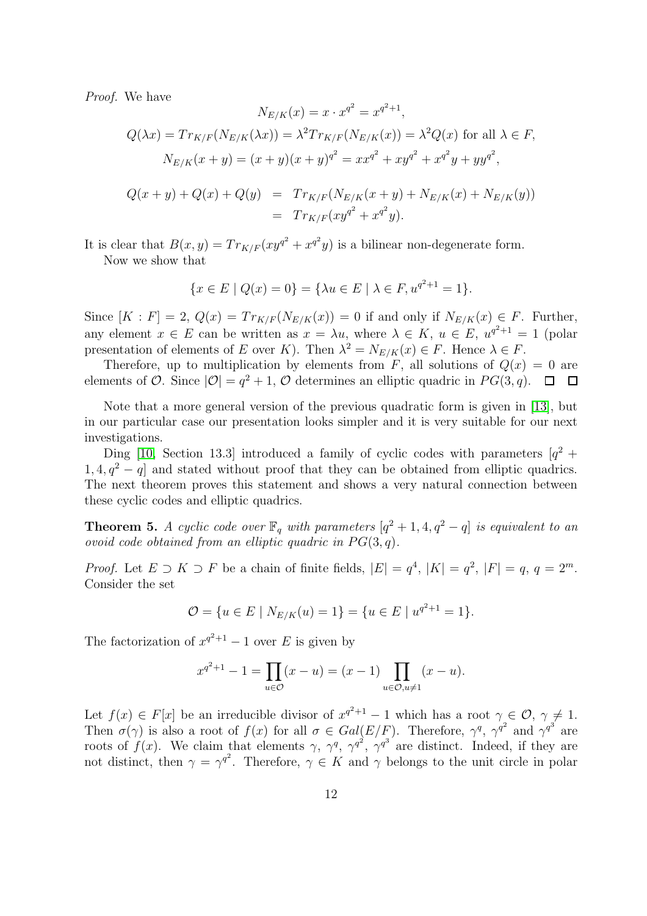*Proof.* We have

$$N_{E/K}(x) = x \cdot x^{q^2} = x^{q^2+1},$$

$$Q(\lambda x) = Tr_{K/F}(N_{E/K}(\lambda x)) = \lambda^2 Tr_{K/F}(N_{E/K}(x)) = \lambda^2 Q(x) \text{ for all } \lambda \in F,$$

$$N_{E/K}(x+y) = (x+y)(x+y)^{q^2} = xx^{q^2} + xy^{q^2} + x^{q^2}y + yy^{q^2},$$

$$\begin{aligned} Q(x+y) + Q(x) + Q(y) &= Tr_{K/F}(N_{E/K}(x+y) + N_{E/K}(x) + N_{E/K}(y)) \\ &= Tr_{K/F}(xy^{q^2} + x^{q^2}y). \end{aligned}$$

It is clear that $B(x,y) = Tr_{K/F}(xy^{q^2} + x^{q^2}y)$ is a bilinear non-degenerate form.

Now we show that

$$\{x \in E \mid Q(x) = 0\} = \{\lambda u \in E \mid \lambda \in F, u^{q^2+1} = 1\}.$$

Since $[K : F] = 2$, $Q(x) = Tr_{K/F}(N_{E/K}(x)) = 0$ if and only if $N_{E/K}(x) \in F$. Further, any element $x \in E$ can be written as $x = \lambda u$, where $\lambda \in K$, $u \in E$, $u^{q^2+1} = 1$ (polar presentation of elements of $E$ over $K$). Then $\lambda^2 = N_{E/K}(x) \in F$. Hence $\lambda \in F$.

Therefore, up to multiplication by elements from $F$, all solutions of $Q(x) = 0$ are elements of $\mathcal{O}$. Since $|\mathcal{O}| = q^2 + 1$, $\mathcal{O}$ determines an elliptic quadric in $PG(3,q)$. □ □

Note that a more general version of the previous quadratic form is given in [13], but in our particular case our presentation looks simpler and it is very suitable for our next investigations.

Ding [10, Section 13.3] introduced a family of cyclic codes with parameters $[q^2 + 1, 4, q^2 - q]$ and stated without proof that they can be obtained from elliptic quadrics. The next theorem proves this statement and shows a very natural connection between these cyclic codes and elliptic quadrics.

**Theorem 5.** *A cyclic code over $\mathbb{F}_q$ with parameters $[q^2 + 1, 4, q^2 - q]$ is equivalent to an ovoid code obtained from an elliptic quadric in $PG(3,q)$.*

*Proof.* Let $E \supset K \supset F$ be a chain of finite fields, $|E| = q^4$, $|K| = q^2$, $|F| = q$, $q = 2^m$. Consider the set

$$\mathcal{O} = \{u \in E \mid N_{E/K}(u) = 1\} = \{u \in E \mid u^{q^2+1} = 1\}.$$

The factorization of $x^{q^2+1} - 1$ over $E$ is given by

$$x^{q^2+1} - 1 = \prod_{u \in \mathcal{O}} (x - u) = (x - 1) \prod_{u \in \mathcal{O}, u \neq 1} (x - u).$$

Let $f(x) \in F[x]$ be an irreducible divisor of $x^{q^2+1} - 1$ which has a root $\gamma \in \mathcal{O}$, $\gamma \neq 1$. Then $\sigma(\gamma)$ is also a root of $f(x)$ for all $\sigma \in Gal(E/F)$. Therefore, $\gamma^q$, $\gamma^{q^2}$ and $\gamma^{q^3}$ are roots of $f(x)$. We claim that elements $\gamma$, $\gamma^q$, $\gamma^{q^2}$, $\gamma^{q^3}$ are distinct. Indeed, if they are not distinct, then $\gamma = \gamma^{q^2}$. Therefore, $\gamma \in K$ and $\gamma$ belongs to the unit circle in polar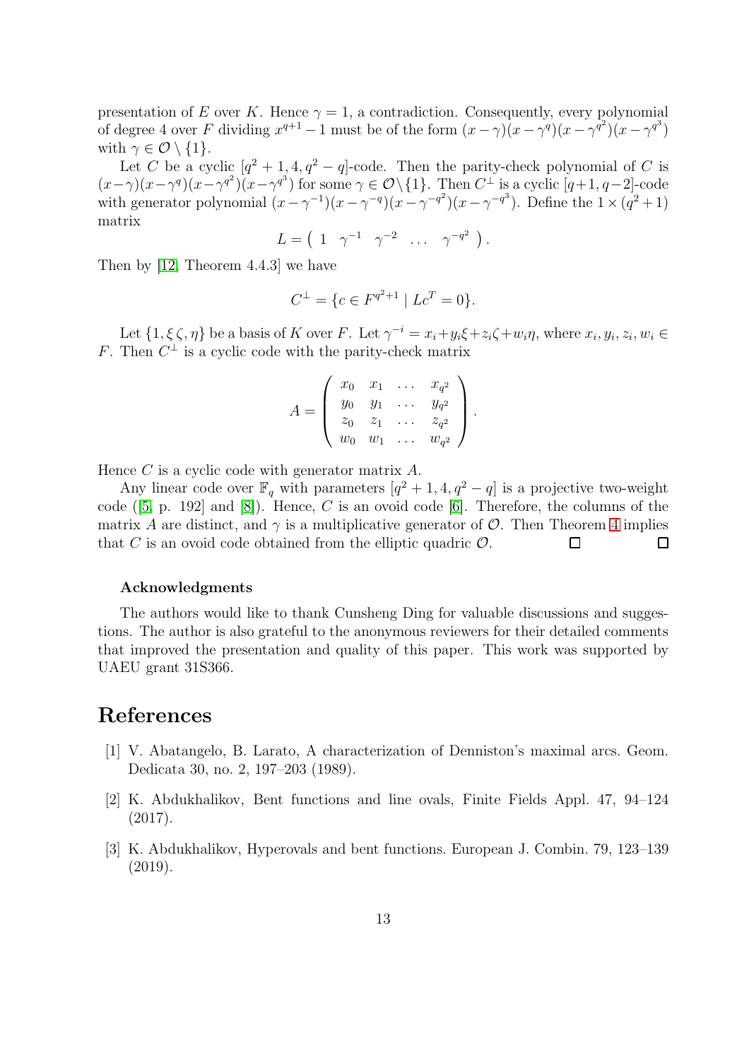presentation of $E$ over $K$. Hence $\gamma = 1$, a contradiction. Consequently, every polynomial of degree 4 over $F$ dividing $x^{q+1} - 1$ must be of the form $(x-\gamma)(x-\gamma^q)(x-\gamma^{q^2})(x-\gamma^{q^3})$ with $\gamma \in \mathcal{O} \setminus \{1\}$.

Let $C$ be a cyclic $[q^2+1, 4, q^2-q]$-code. Then the parity-check polynomial of $C$ is $(x-\gamma)(x-\gamma^q)(x-\gamma^{q^2})(x-\gamma^{q^3})$ for some $\gamma \in \mathcal{O} \setminus \{1\}$. Then $C^\perp$ is a cyclic $[q+1, q-2]$-code with generator polynomial $(x-\gamma^{-1})(x-\gamma^{-q})(x-\gamma^{-q^2})(x-\gamma^{-q^3})$. Define the $1 \times (q^2+1)$ matrix

$$L = \begin{pmatrix} 1 & \gamma^{-1} & \gamma^{-2} & \dots & \gamma^{-q^2} \end{pmatrix}.$$

Then by [12, Theorem 4.4.3] we have

$$C^\perp = \{c \in F^{q^2+1} \mid Lc^T = 0\}.$$

Let $\{1, \xi\,\zeta, \eta\}$ be a basis of $K$ over $F$. Let $\gamma^{-i} = x_i + y_i\xi + z_i\zeta + w_i\eta$, where $x_i, y_i, z_i, w_i \in F$. Then $C^\perp$ is a cyclic code with the parity-check matrix

$$A = \begin{pmatrix} x_0 & x_1 & \dots & x_{q^2} \\ y_0 & y_1 & \dots & y_{q^2} \\ z_0 & z_1 & \dots & z_{q^2} \\ w_0 & w_1 & \dots & w_{q^2} \end{pmatrix}.$$

Hence $C$ is a cyclic code with generator matrix $A$.

Any linear code over $\mathbb{F}_q$ with parameters $[q^2+1, 4, q^2-q]$ is a projective two-weight code ([5, p. 192] and [8]). Hence, $C$ is an ovoid code [6]. Therefore, the columns of the matrix $A$ are distinct, and $\gamma$ is a multiplicative generator of $\mathcal{O}$. Then Theorem 4 implies that $C$ is an ovoid code obtained from the elliptic quadric $\mathcal{O}$. □ □

### Acknowledgments

The authors would like to thank Cunsheng Ding for valuable discussions and suggestions. The author is also grateful to the anonymous reviewers for their detailed comments that improved the presentation and quality of this paper. This work was supported by UAEU grant 31S366.

# References

[1] V. Abatangelo, B. Larato, A characterization of Denniston's maximal arcs. Geom. Dedicata 30, no. 2, 197–203 (1989).

[2] K. Abdukhalikov, Bent functions and line ovals, Finite Fields Appl. 47, 94–124 (2017).

[3] K. Abdukhalikov, Hyperovals and bent functions. European J. Combin. 79, 123–139 (2019).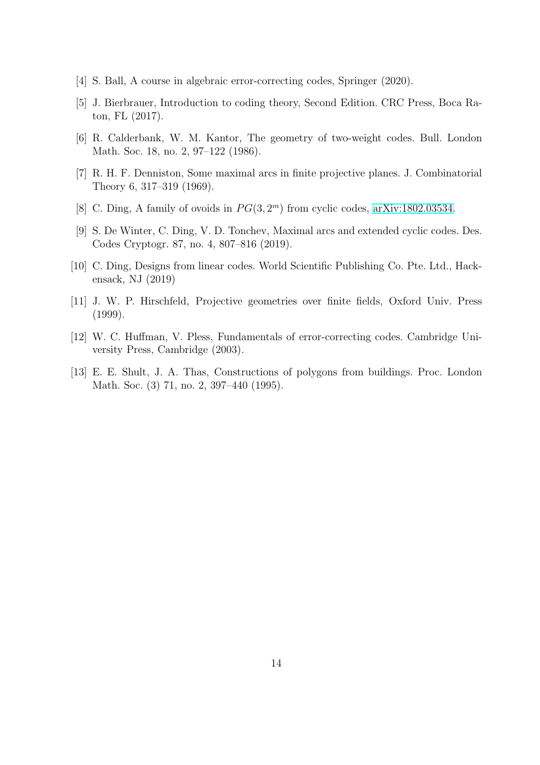[4] S. Ball, A course in algebraic error-correcting codes, Springer (2020).

[5] J. Bierbrauer, Introduction to coding theory, Second Edition. CRC Press, Boca Raton, FL (2017).

[6] R. Calderbank, W. M. Kantor, The geometry of two-weight codes. Bull. London Math. Soc. 18, no. 2, 97–122 (1986).

[7] R. H. F. Denniston, Some maximal arcs in finite projective planes. J. Combinatorial Theory 6, 317–319 (1969).

[8] C. Ding, A family of ovoids in $PG(3, 2^m)$ from cyclic codes, arXiv:1802.03534.

[9] S. De Winter, C. Ding, V. D. Tonchev, Maximal arcs and extended cyclic codes. Des. Codes Cryptogr. 87, no. 4, 807–816 (2019).

[10] C. Ding, Designs from linear codes. World Scientific Publishing Co. Pte. Ltd., Hackensack, NJ (2019)

[11] J. W. P. Hirschfeld, Projective geometries over finite fields, Oxford Univ. Press (1999).

[12] W. C. Huffman, V. Pless, Fundamentals of error-correcting codes. Cambridge University Press, Cambridge (2003).

[13] E. E. Shult, J. A. Thas, Constructions of polygons from buildings. Proc. London Math. Soc. (3) 71, no. 2, 397–440 (1995).